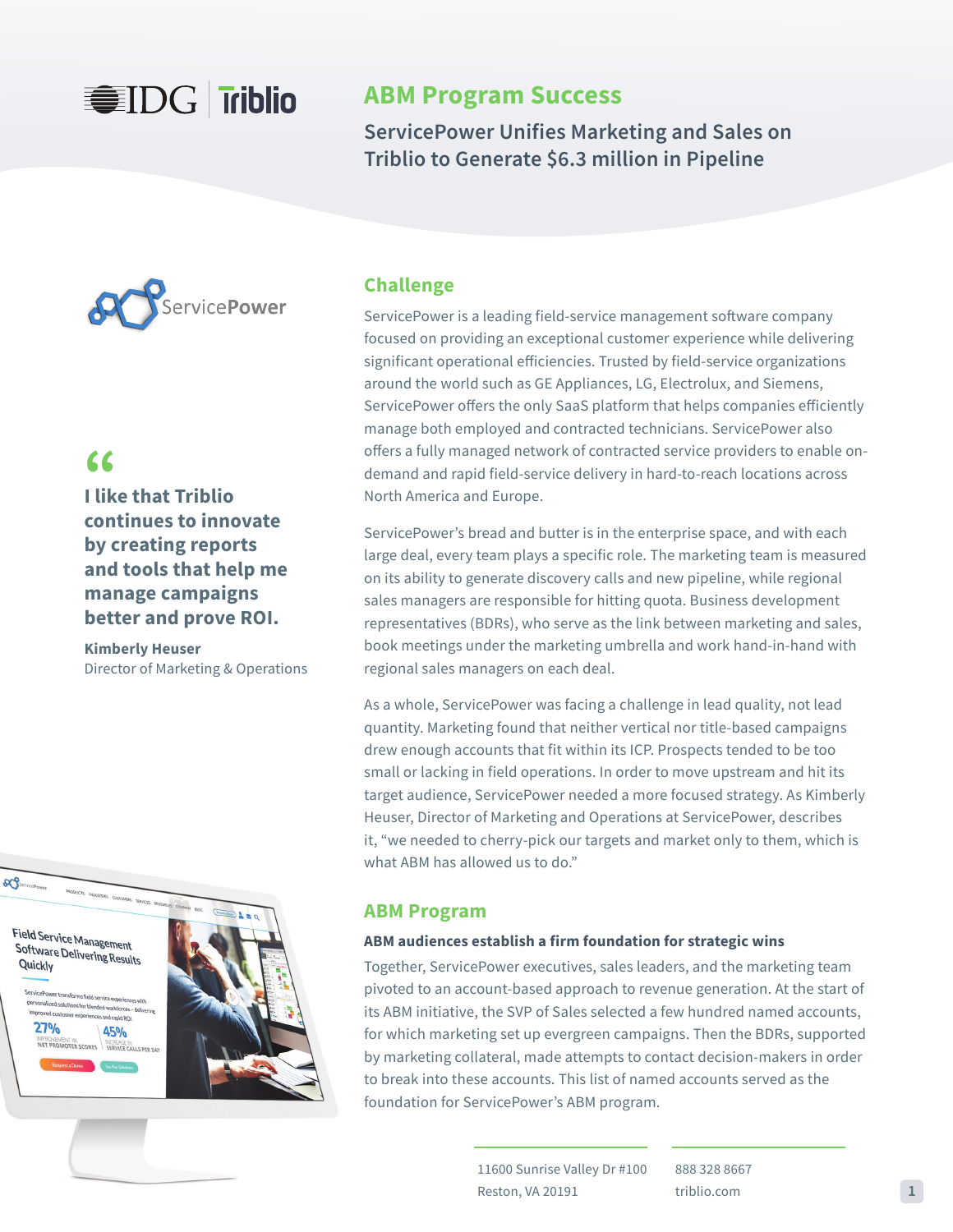# ABM Program Success

## ServicePower Unifies Marketing and Sales on Triblio to Generate $6.3 million in Pipeline

> **I like that Triblio continues to innovate by creating reports and tools that help me manage campaigns better and prove ROI.**
>
> **Kimberly Heuser**
> Director of Marketing & Operations

## Challenge

ServicePower is a leading field-service management software company focused on providing an exceptional customer experience while delivering significant operational efficiencies. Trusted by field-service organizations around the world such as GE Appliances, LG, Electrolux, and Siemens, ServicePower offers the only SaaS platform that helps companies efficiently manage both employed and contracted technicians. ServicePower also offers a fully managed network of contracted service providers to enable on-demand and rapid field-service delivery in hard-to-reach locations across North America and Europe.

ServicePower's bread and butter is in the enterprise space, and with each large deal, every team plays a specific role. The marketing team is measured on its ability to generate discovery calls and new pipeline, while regional sales managers are responsible for hitting quota. Business development representatives (BDRs), who serve as the link between marketing and sales, book meetings under the marketing umbrella and work hand-in-hand with regional sales managers on each deal.

As a whole, ServicePower was facing a challenge in lead quality, not lead quantity. Marketing found that neither vertical nor title-based campaigns drew enough accounts that fit within its ICP. Prospects tended to be too small or lacking in field operations. In order to move upstream and hit its target audience, ServicePower needed a more focused strategy. As Kimberly Heuser, Director of Marketing and Operations at ServicePower, describes it, "we needed to cherry-pick our targets and market only to them, which is what ABM has allowed us to do."

## ABM Program

### ABM audiences establish a firm foundation for strategic wins

Together, ServicePower executives, sales leaders, and the marketing team pivoted to an account-based approach to revenue generation. At the start of its ABM initiative, the SVP of Sales selected a few hundred named accounts, for which marketing set up evergreen campaigns. Then the BDRs, supported by marketing collateral, made attempts to contact decision-makers in order to break into these accounts. This list of named accounts served as the foundation for ServicePower's ABM program.

11600 Sunrise Valley Dr #100
Reston, VA 20191

888 328 8667
triblio.com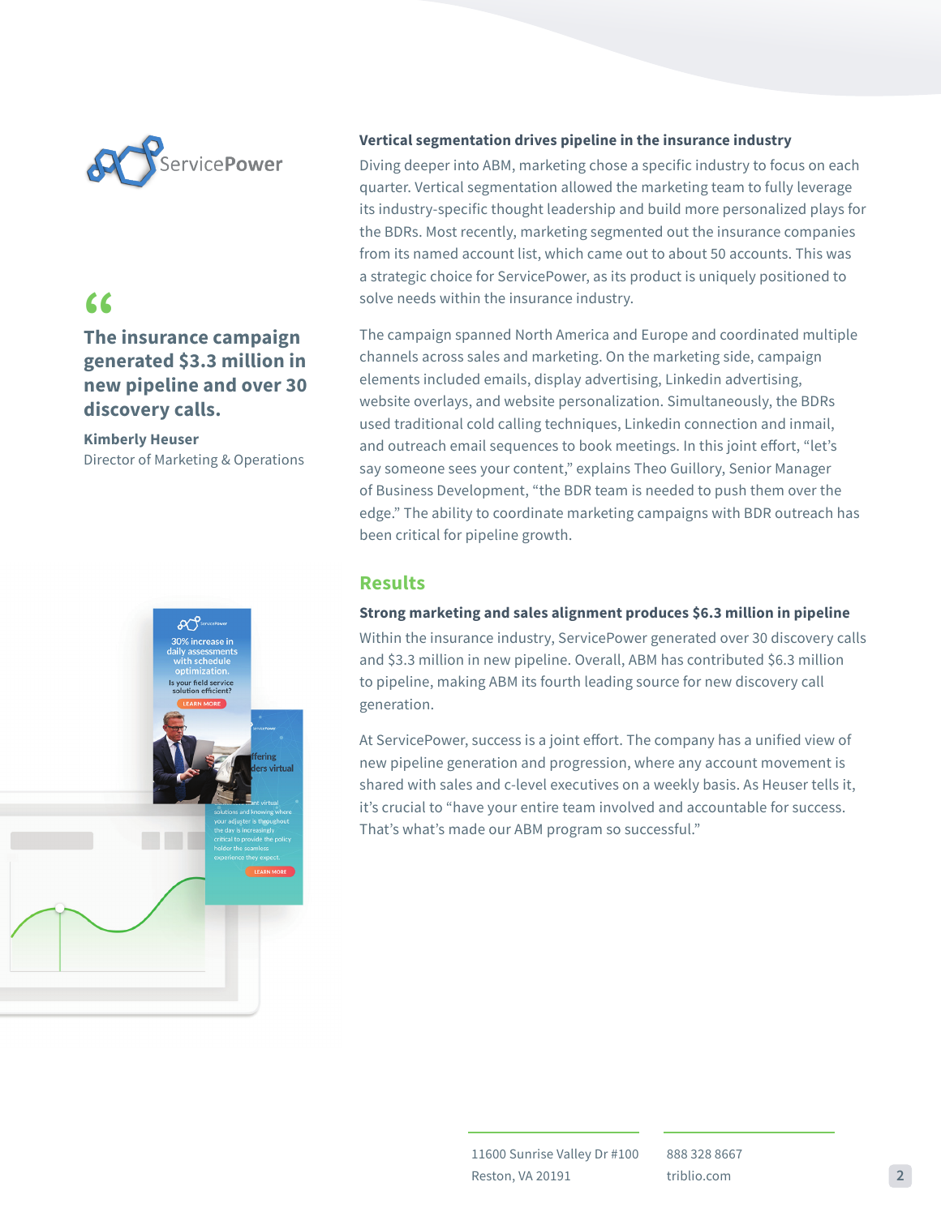ServicePower

> “The insurance campaign generated $3.3 million in new pipeline and over 30 discovery calls.
>
> **Kimberly Heuser**
> Director of Marketing & Operations

**Vertical segmentation drives pipeline in the insurance industry**

Diving deeper into ABM, marketing chose a specific industry to focus on each quarter. Vertical segmentation allowed the marketing team to fully leverage its industry-specific thought leadership and build more personalized plays for the BDRs. Most recently, marketing segmented out the insurance companies from its named account list, which came out to about 50 accounts. This was a strategic choice for ServicePower, as its product is uniquely positioned to solve needs within the insurance industry.

The campaign spanned North America and Europe and coordinated multiple channels across sales and marketing. On the marketing side, campaign elements included emails, display advertising, Linkedin advertising, website overlays, and website personalization. Simultaneously, the BDRs used traditional cold calling techniques, Linkedin connection and inmail, and outreach email sequences to book meetings. In this joint effort, “let’s say someone sees your content,” explains Theo Guillory, Senior Manager of Business Development, “the BDR team is needed to push them over the edge.” The ability to coordinate marketing campaigns with BDR outreach has been critical for pipeline growth.

## Results

**Strong marketing and sales alignment produces $6.3 million in pipeline**

Within the insurance industry, ServicePower generated over 30 discovery calls and $3.3 million in new pipeline. Overall, ABM has contributed $6.3 million to pipeline, making ABM its fourth leading source for new discovery call generation.

At ServicePower, success is a joint effort. The company has a unified view of new pipeline generation and progression, where any account movement is shared with sales and c-level executives on a weekly basis. As Heuser tells it, it’s crucial to “have your entire team involved and accountable for success. That’s what’s made our ABM program so successful.”

11600 Sunrise Valley Dr #100
Reston, VA 20191

888 328 8667
triblio.com